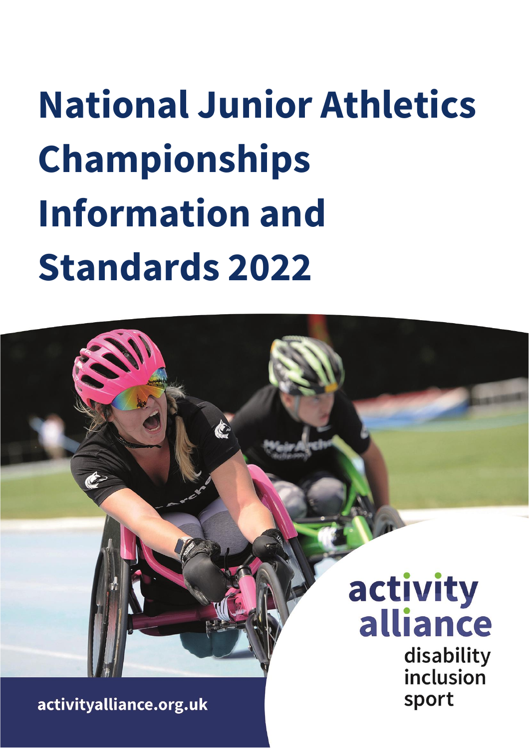# National Junior Athletics Championships Information and Standards 2022

activity alliance

disability inclusion sport

activityalliance.org.uk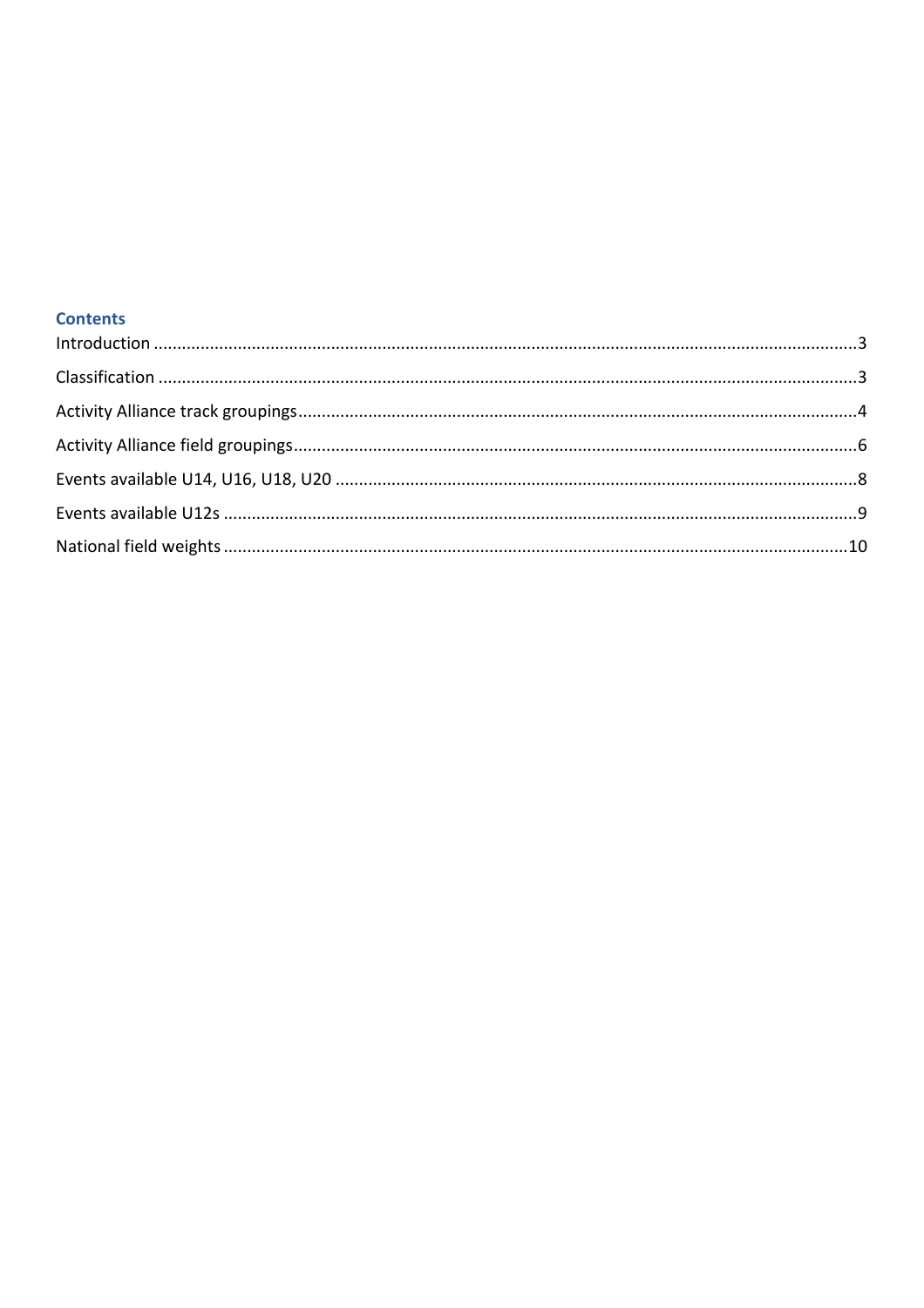## Contents

Introduction ....................................................................................................................................3

Classification ...................................................................................................................................3

Activity Alliance track groupings......................................................................................................4

Activity Alliance field groupings.......................................................................................................6

Events available U14, U16, U18, U20 ..............................................................................................8

Events available U12s .....................................................................................................................9

National field weights ....................................................................................................................10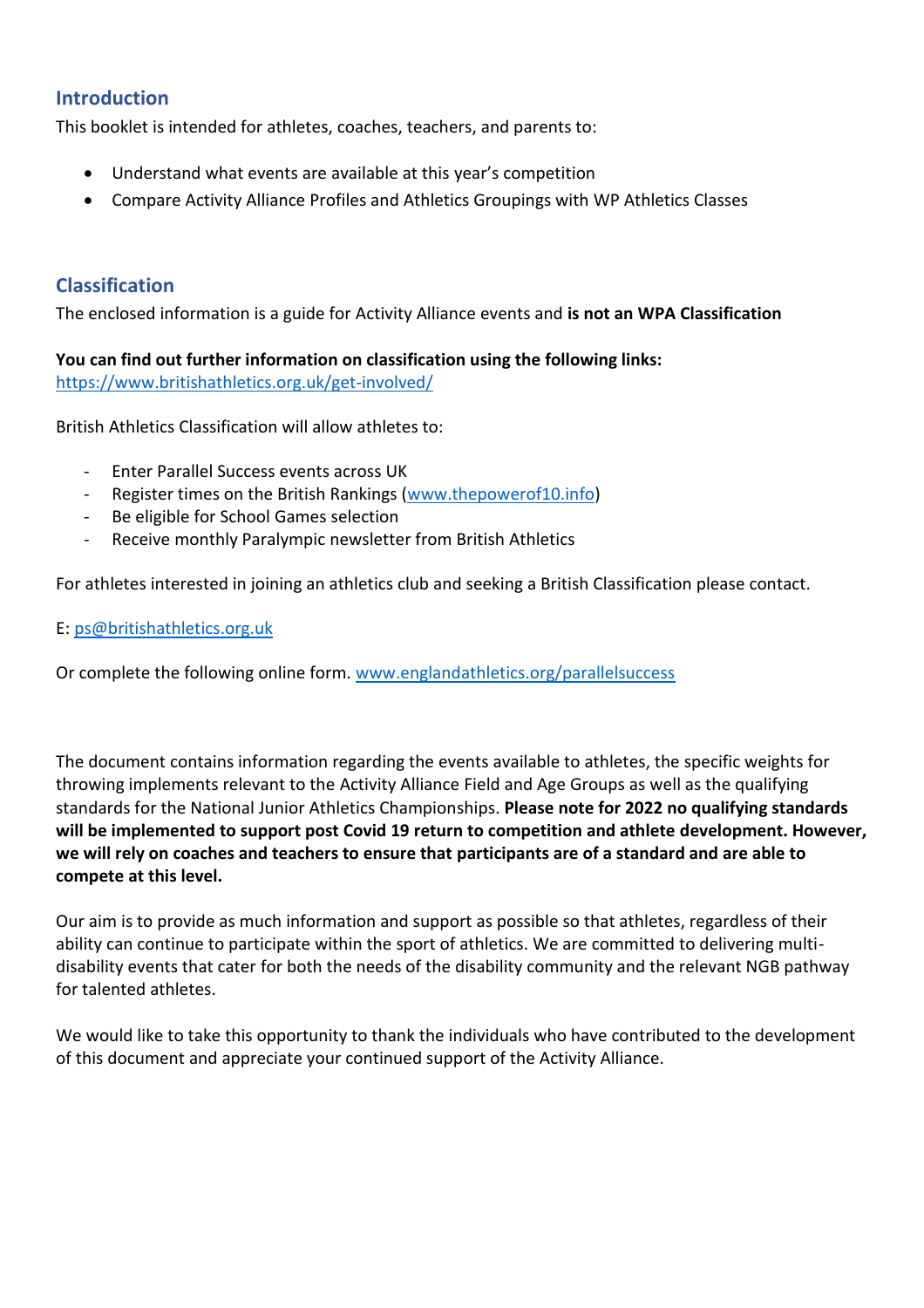## Introduction

This booklet is intended for athletes, coaches, teachers, and parents to:

- Understand what events are available at this year's competition
- Compare Activity Alliance Profiles and Athletics Groupings with WP Athletics Classes

## Classification

The enclosed information is a guide for Activity Alliance events and **is not an WPA Classification**

**You can find out further information on classification using the following links:**
https://www.britishathletics.org.uk/get-involved/

British Athletics Classification will allow athletes to:

- Enter Parallel Success events across UK
- Register times on the British Rankings (www.thepowerof10.info)
- Be eligible for School Games selection
- Receive monthly Paralympic newsletter from British Athletics

For athletes interested in joining an athletics club and seeking a British Classification please contact.

E: ps@britishathletics.org.uk

Or complete the following online form. www.englandathletics.org/parallelsuccess

The document contains information regarding the events available to athletes, the specific weights for throwing implements relevant to the Activity Alliance Field and Age Groups as well as the qualifying standards for the National Junior Athletics Championships. **Please note for 2022 no qualifying standards will be implemented to support post Covid 19 return to competition and athlete development. However, we will rely on coaches and teachers to ensure that participants are of a standard and are able to compete at this level.**

Our aim is to provide as much information and support as possible so that athletes, regardless of their ability can continue to participate within the sport of athletics. We are committed to delivering multi-disability events that cater for both the needs of the disability community and the relevant NGB pathway for talented athletes.

We would like to take this opportunity to thank the individuals who have contributed to the development of this document and appreciate your continued support of the Activity Alliance.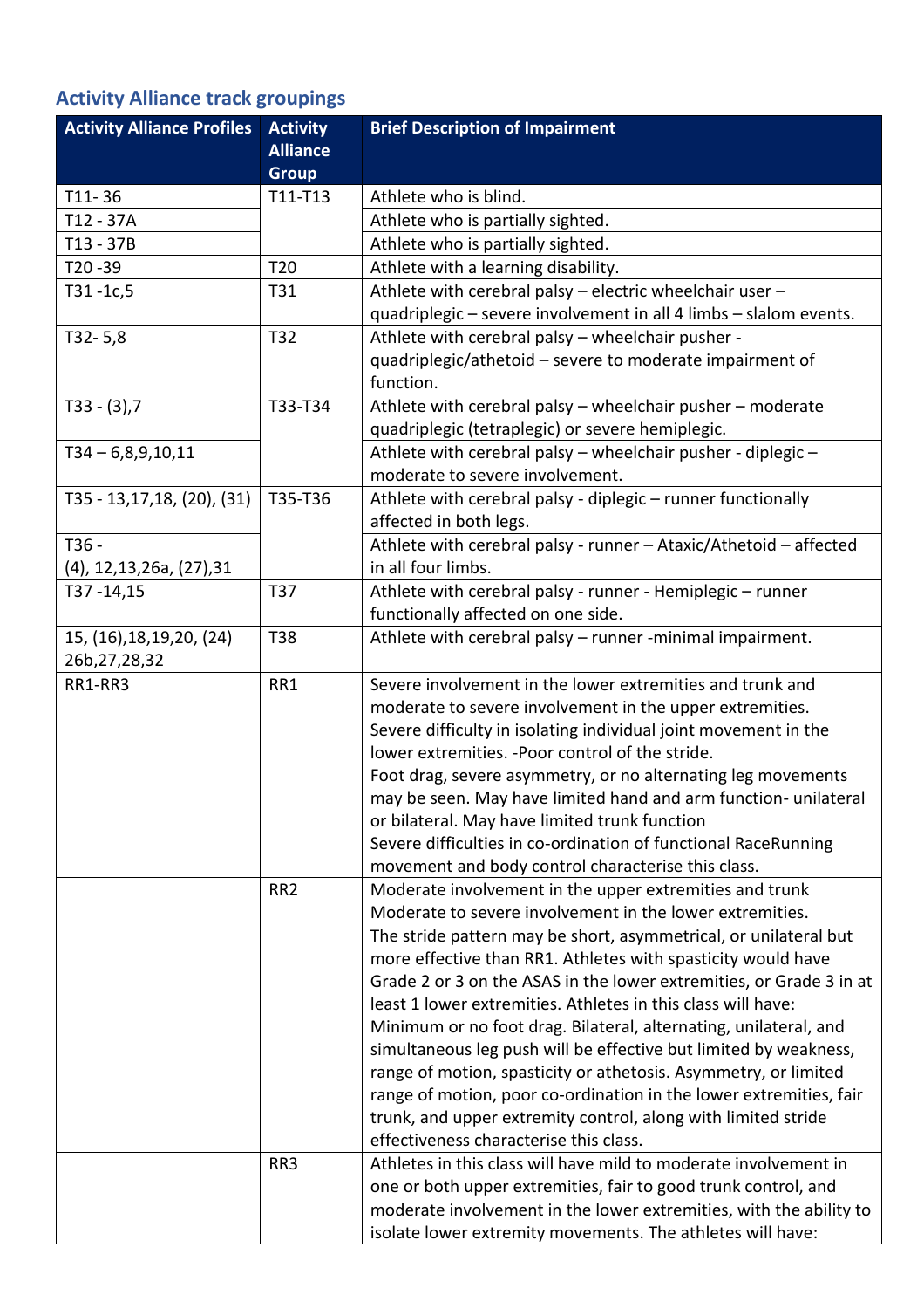## Activity Alliance track groupings

| Activity Alliance Profiles | Activity Alliance Group | Brief Description of Impairment |
|---|---|---|
| T11- 36 | T11-T13 | Athlete who is blind. |
| T12 - 37A | | Athlete who is partially sighted. |
| T13 - 37B | | Athlete who is partially sighted. |
| T20 -39 | T20 | Athlete with a learning disability. |
| T31 -1c,5 | T31 | Athlete with cerebral palsy – electric wheelchair user – quadriplegic – severe involvement in all 4 limbs – slalom events. |
| T32- 5,8 | T32 | Athlete with cerebral palsy – wheelchair pusher - quadriplegic/athetoid – severe to moderate impairment of function. |
| T33 - (3),7 | T33-T34 | Athlete with cerebral palsy – wheelchair pusher – moderate quadriplegic (tetraplegic) or severe hemiplegic. |
| T34 – 6,8,9,10,11 | | Athlete with cerebral palsy – wheelchair pusher - diplegic – moderate to severe involvement. |
| T35 - 13,17,18, (20), (31) | T35-T36 | Athlete with cerebral palsy - diplegic – runner functionally affected in both legs. |
| T36 - (4), 12,13,26a, (27),31 | | Athlete with cerebral palsy - runner – Ataxic/Athetoid – affected in all four limbs. |
| T37 -14,15 | T37 | Athlete with cerebral palsy - runner - Hemiplegic – runner functionally affected on one side. |
| 15, (16),18,19,20, (24) 26b,27,28,32 | T38 | Athlete with cerebral palsy – runner -minimal impairment. |
| RR1-RR3 | RR1 | Severe involvement in the lower extremities and trunk and moderate to severe involvement in the upper extremities. Severe difficulty in isolating individual joint movement in the lower extremities. -Poor control of the stride. Foot drag, severe asymmetry, or no alternating leg movements may be seen. May have limited hand and arm function- unilateral or bilateral. May have limited trunk function Severe difficulties in co-ordination of functional RaceRunning movement and body control characterise this class. |
| | RR2 | Moderate involvement in the upper extremities and trunk Moderate to severe involvement in the lower extremities. The stride pattern may be short, asymmetrical, or unilateral but more effective than RR1. Athletes with spasticity would have Grade 2 or 3 on the ASAS in the lower extremities, or Grade 3 in at least 1 lower extremities. Athletes in this class will have: Minimum or no foot drag. Bilateral, alternating, unilateral, and simultaneous leg push will be effective but limited by weakness, range of motion, spasticity or athetosis. Asymmetry, or limited range of motion, poor co-ordination in the lower extremities, fair trunk, and upper extremity control, along with limited stride effectiveness characterise this class. |
| | RR3 | Athletes in this class will have mild to moderate involvement in one or both upper extremities, fair to good trunk control, and moderate involvement in the lower extremities, with the ability to isolate lower extremity movements. The athletes will have: |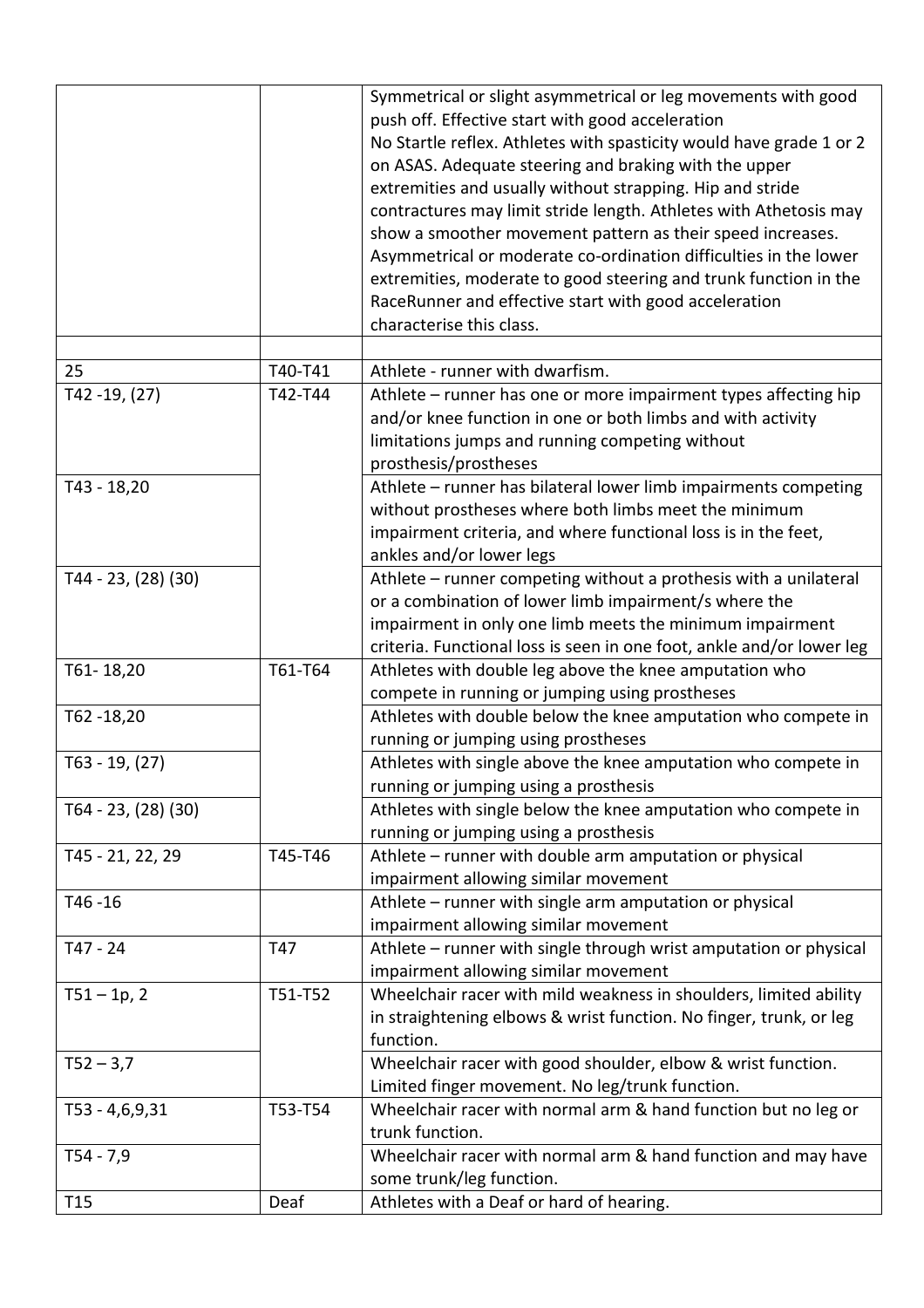| | | |
|---|---|---|
| | | Symmetrical or slight asymmetrical or leg movements with good push off. Effective start with good acceleration<br>No Startle reflex. Athletes with spasticity would have grade 1 or 2 on ASAS. Adequate steering and braking with the upper extremities and usually without strapping. Hip and stride contractures may limit stride length. Athletes with Athetosis may show a smoother movement pattern as their speed increases. Asymmetrical or moderate co-ordination difficulties in the lower extremities, moderate to good steering and trunk function in the RaceRunner and effective start with good acceleration characterise this class. |
| | | |
| 25 | T40-T41 | Athlete - runner with dwarfism. |
| T42 -19, (27) | T42-T44 | Athlete – runner has one or more impairment types affecting hip and/or knee function in one or both limbs and with activity limitations jumps and running competing without prosthesis/prostheses |
| T43 - 18,20 | | Athlete – runner has bilateral lower limb impairments competing without prostheses where both limbs meet the minimum impairment criteria, and where functional loss is in the feet, ankles and/or lower legs |
| T44 - 23, (28) (30) | | Athlete – runner competing without a prothesis with a unilateral or a combination of lower limb impairment/s where the impairment in only one limb meets the minimum impairment criteria. Functional loss is seen in one foot, ankle and/or lower leg |
| T61- 18,20 | T61-T64 | Athletes with double leg above the knee amputation who compete in running or jumping using prostheses |
| T62 -18,20 | | Athletes with double below the knee amputation who compete in running or jumping using prostheses |
| T63 - 19, (27) | | Athletes with single above the knee amputation who compete in running or jumping using a prosthesis |
| T64 - 23, (28) (30) | | Athletes with single below the knee amputation who compete in running or jumping using a prosthesis |
| T45 - 21, 22, 29 | T45-T46 | Athlete – runner with double arm amputation or physical impairment allowing similar movement |
| T46 -16 | | Athlete – runner with single arm amputation or physical impairment allowing similar movement |
| T47 - 24 | T47 | Athlete – runner with single through wrist amputation or physical impairment allowing similar movement |
| T51 – 1p, 2 | T51-T52 | Wheelchair racer with mild weakness in shoulders, limited ability in straightening elbows & wrist function. No finger, trunk, or leg function. |
| T52 – 3,7 | | Wheelchair racer with good shoulder, elbow & wrist function. Limited finger movement. No leg/trunk function. |
| T53 - 4,6,9,31 | T53-T54 | Wheelchair racer with normal arm & hand function but no leg or trunk function. |
| T54 - 7,9 | | Wheelchair racer with normal arm & hand function and may have some trunk/leg function. |
| T15 | Deaf | Athletes with a Deaf or hard of hearing. |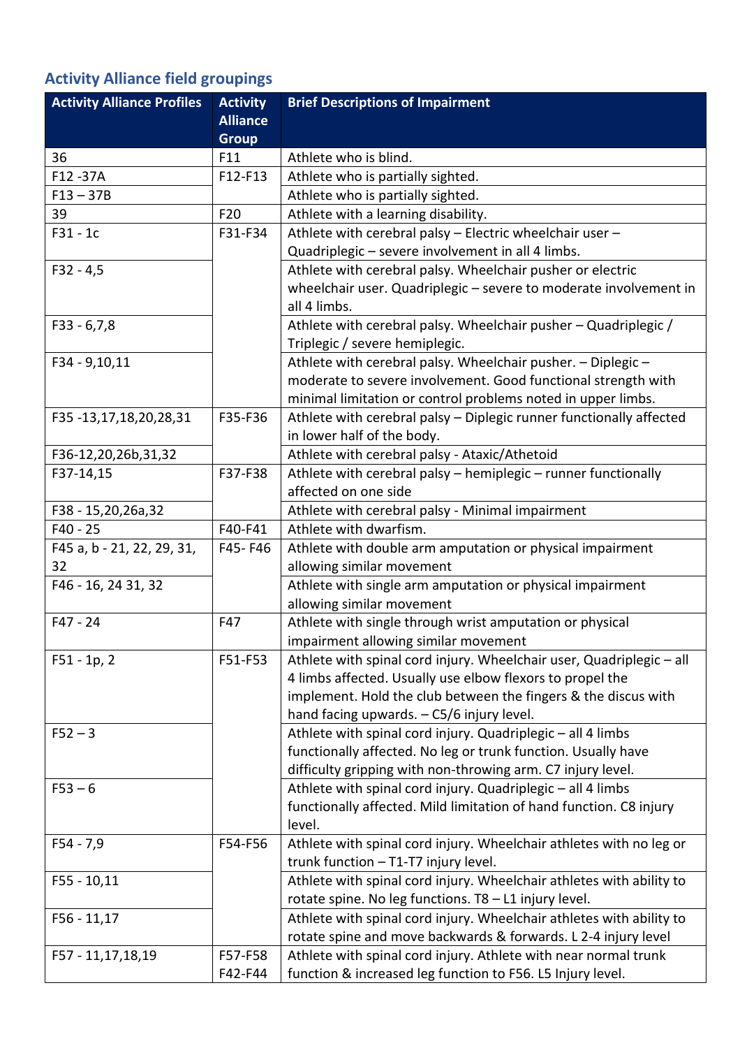## Activity Alliance field groupings

| Activity Alliance Profiles | Activity Alliance Group | Brief Descriptions of Impairment |
|---|---|---|
| 36 | F11 | Athlete who is blind. |
| F12 -37A | F12-F13 | Athlete who is partially sighted. |
| F13 – 37B | | Athlete who is partially sighted. |
| 39 | F20 | Athlete with a learning disability. |
| F31 - 1c | F31-F34 | Athlete with cerebral palsy – Electric wheelchair user – Quadriplegic – severe involvement in all 4 limbs. |
| F32 - 4,5 | | Athlete with cerebral palsy. Wheelchair pusher or electric wheelchair user. Quadriplegic – severe to moderate involvement in all 4 limbs. |
| F33 - 6,7,8 | | Athlete with cerebral palsy. Wheelchair pusher – Quadriplegic / Triplegic / severe hemiplegic. |
| F34 - 9,10,11 | | Athlete with cerebral palsy. Wheelchair pusher. – Diplegic – moderate to severe involvement. Good functional strength with minimal limitation or control problems noted in upper limbs. |
| F35 -13,17,18,20,28,31 | F35-F36 | Athlete with cerebral palsy – Diplegic runner functionally affected in lower half of the body. |
| F36-12,20,26b,31,32 | | Athlete with cerebral palsy - Ataxic/Athetoid |
| F37-14,15 | F37-F38 | Athlete with cerebral palsy – hemiplegic – runner functionally affected on one side |
| F38 - 15,20,26a,32 | | Athlete with cerebral palsy - Minimal impairment |
| F40 - 25 | F40-F41 | Athlete with dwarfism. |
| F45 a, b - 21, 22, 29, 31, 32 | F45- F46 | Athlete with double arm amputation or physical impairment allowing similar movement |
| F46 - 16, 24 31, 32 | | Athlete with single arm amputation or physical impairment allowing similar movement |
| F47 - 24 | F47 | Athlete with single through wrist amputation or physical impairment allowing similar movement |
| F51 - 1p, 2 | F51-F53 | Athlete with spinal cord injury. Wheelchair user, Quadriplegic – all 4 limbs affected. Usually use elbow flexors to propel the implement. Hold the club between the fingers & the discus with hand facing upwards. – C5/6 injury level. |
| F52 – 3 | | Athlete with spinal cord injury. Quadriplegic – all 4 limbs functionally affected. No leg or trunk function. Usually have difficulty gripping with non-throwing arm. C7 injury level. |
| F53 – 6 | | Athlete with spinal cord injury. Quadriplegic – all 4 limbs functionally affected. Mild limitation of hand function. C8 injury level. |
| F54 - 7,9 | F54-F56 | Athlete with spinal cord injury. Wheelchair athletes with no leg or trunk function – T1-T7 injury level. |
| F55 - 10,11 | | Athlete with spinal cord injury. Wheelchair athletes with ability to rotate spine. No leg functions. T8 – L1 injury level. |
| F56 - 11,17 | | Athlete with spinal cord injury. Wheelchair athletes with ability to rotate spine and move backwards & forwards. L 2-4 injury level |
| F57 - 11,17,18,19 | F57-F58 F42-F44 | Athlete with spinal cord injury. Athlete with near normal trunk function & increased leg function to F56. L5 Injury level. |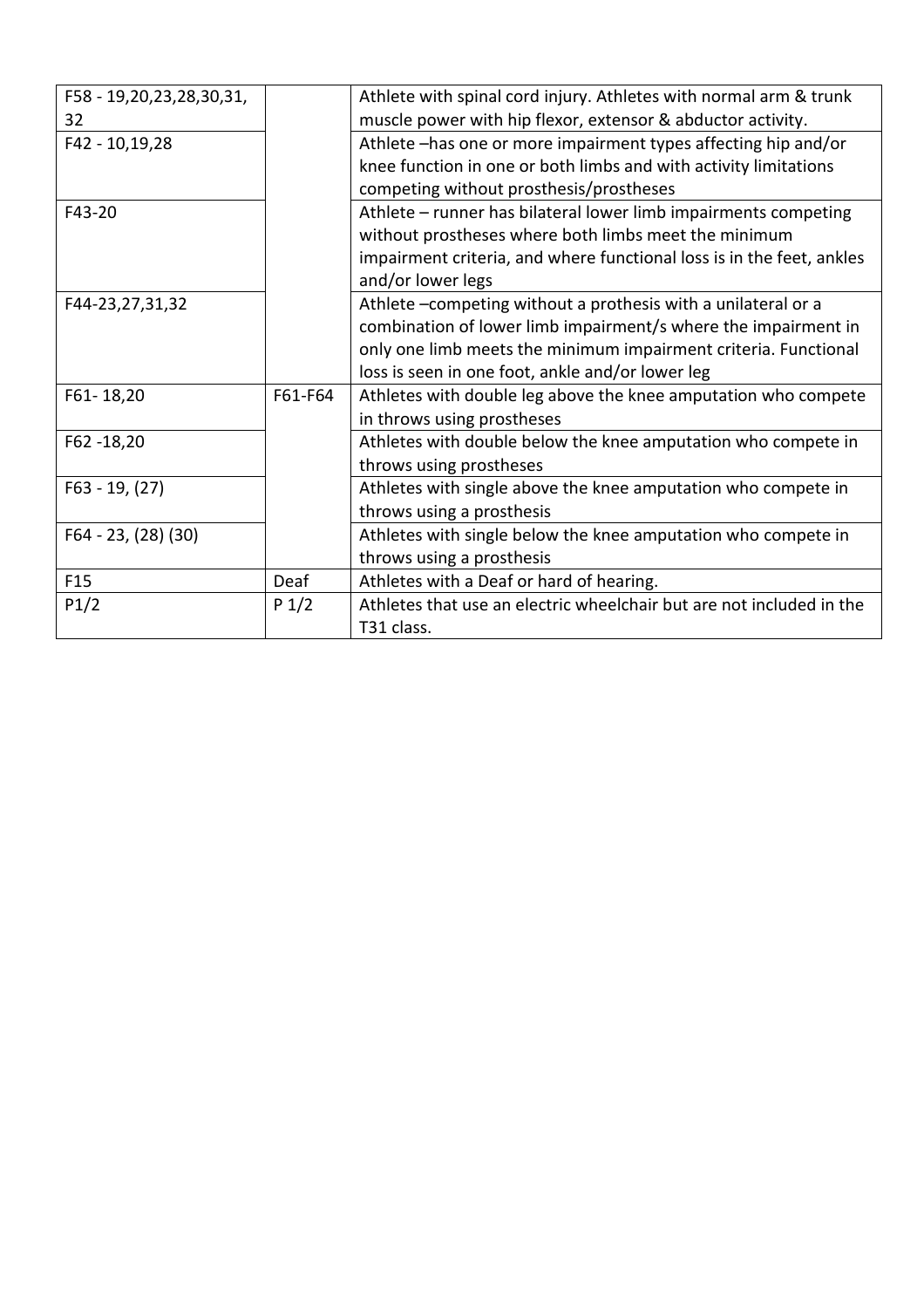| | | |
|---|---|---|
| F58 - 19,20,23,28,30,31, 32 | | Athlete with spinal cord injury. Athletes with normal arm & trunk muscle power with hip flexor, extensor & abductor activity. |
| F42 - 10,19,28 | | Athlete –has one or more impairment types affecting hip and/or knee function in one or both limbs and with activity limitations competing without prosthesis/prostheses |
| F43-20 | | Athlete – runner has bilateral lower limb impairments competing without prostheses where both limbs meet the minimum impairment criteria, and where functional loss is in the feet, ankles and/or lower legs |
| F44-23,27,31,32 | | Athlete –competing without a prothesis with a unilateral or a combination of lower limb impairment/s where the impairment in only one limb meets the minimum impairment criteria. Functional loss is seen in one foot, ankle and/or lower leg |
| F61- 18,20 | F61-F64 | Athletes with double leg above the knee amputation who compete in throws using prostheses |
| F62 -18,20 | | Athletes with double below the knee amputation who compete in throws using prostheses |
| F63 - 19, (27) | | Athletes with single above the knee amputation who compete in throws using a prosthesis |
| F64 - 23, (28) (30) | | Athletes with single below the knee amputation who compete in throws using a prosthesis |
| F15 | Deaf | Athletes with a Deaf or hard of hearing. |
| P1/2 | P 1/2 | Athletes that use an electric wheelchair but are not included in the T31 class. |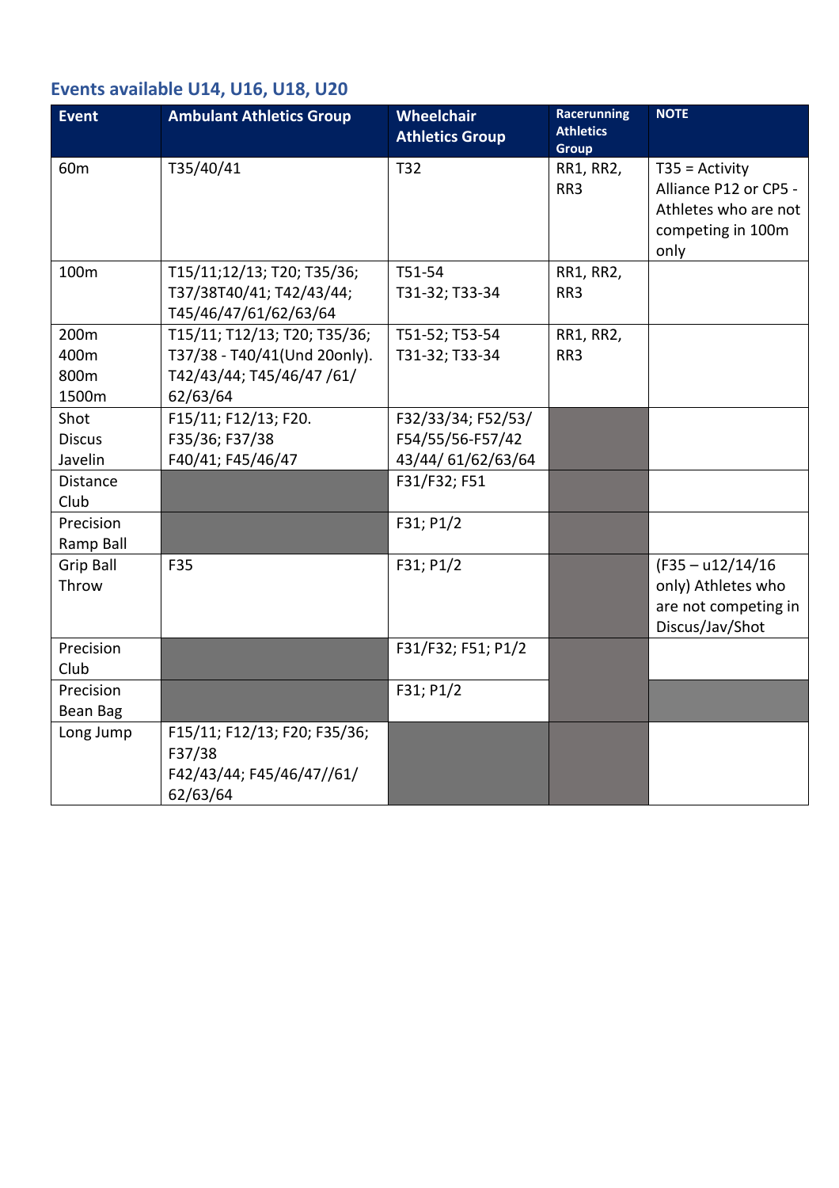## Events available U14, U16, U18, U20

| Event | Ambulant Athletics Group | Wheelchair Athletics Group | Racerunning Athletics Group | NOTE |
|---|---|---|---|---|
| 60m | T35/40/41 | T32 | RR1, RR2, RR3 | T35 = Activity Alliance P12 or CP5 - Athletes who are not competing in 100m only |
| 100m | T15/11;12/13; T20; T35/36; T37/38T40/41; T42/43/44; T45/46/47/61/62/63/64 | T51-54<br>T31-32; T33-34 | RR1, RR2, RR3 | |
| 200m<br>400m<br>800m<br>1500m | T15/11; T12/13; T20; T35/36; T37/38 - T40/41(Und 20only). T42/43/44; T45/46/47 /61/ 62/63/64 | T51-52; T53-54<br>T31-32; T33-34 | RR1, RR2, RR3 | |
| Shot<br>Discus<br>Javelin | F15/11; F12/13; F20. F35/36; F37/38 F40/41; F45/46/47 | F32/33/34; F52/53/ F54/55/56-F57/42 43/44/ 61/62/63/64 | | |
| Distance Club | | F31/F32; F51 | | |
| Precision Ramp Ball | | F31; P1/2 | | |
| Grip Ball Throw | F35 | F31; P1/2 | | (F35 – u12/14/16 only) Athletes who are not competing in Discus/Jav/Shot |
| Precision Club | | F31/F32; F51; P1/2 | | |
| Precision Bean Bag | | F31; P1/2 | | |
| Long Jump | F15/11; F12/13; F20; F35/36; F37/38<br>F42/43/44; F45/46/47//61/ 62/63/64 | | | |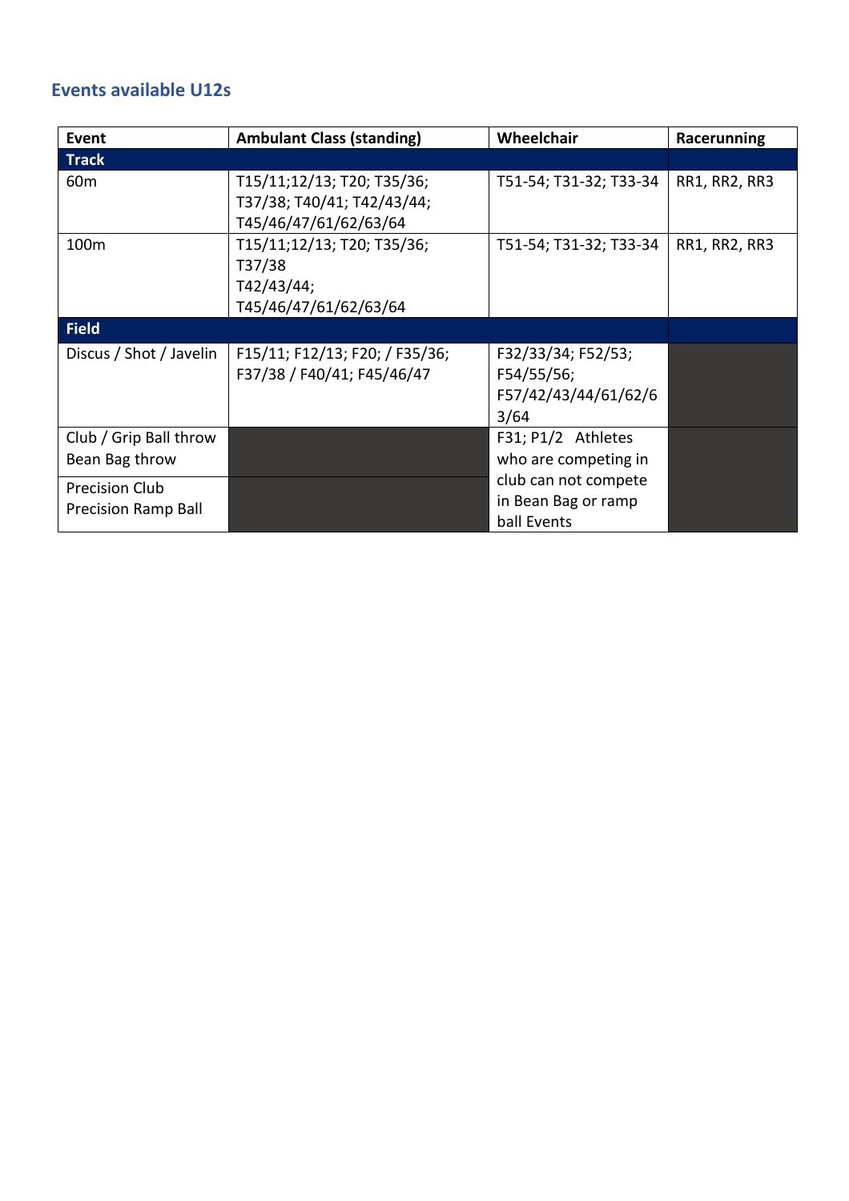## Events available U12s

| Event | Ambulant Class (standing) | Wheelchair | Racerunning |
|---|---|---|---|
| **Track** | | | |
| 60m | T15/11;12/13; T20; T35/36; T37/38; T40/41; T42/43/44; T45/46/47/61/62/63/64 | T51-54; T31-32; T33-34 | RR1, RR2, RR3 |
| 100m | T15/11;12/13; T20; T35/36; T37/38 T42/43/44; T45/46/47/61/62/63/64 | T51-54; T31-32; T33-34 | RR1, RR2, RR3 |
| **Field** | | | |
| Discus / Shot / Javelin | F15/11; F12/13; F20; / F35/36; F37/38 / F40/41; F45/46/47 | F32/33/34; F52/53; F54/55/56; F57/42/43/44/61/62/63/64 | |
| Club / Grip Ball throw Bean Bag throw | | F31; P1/2 Athletes who are competing in club can not compete in Bean Bag or ramp ball Events | |
| Precision Club Precision Ramp Ball | | | |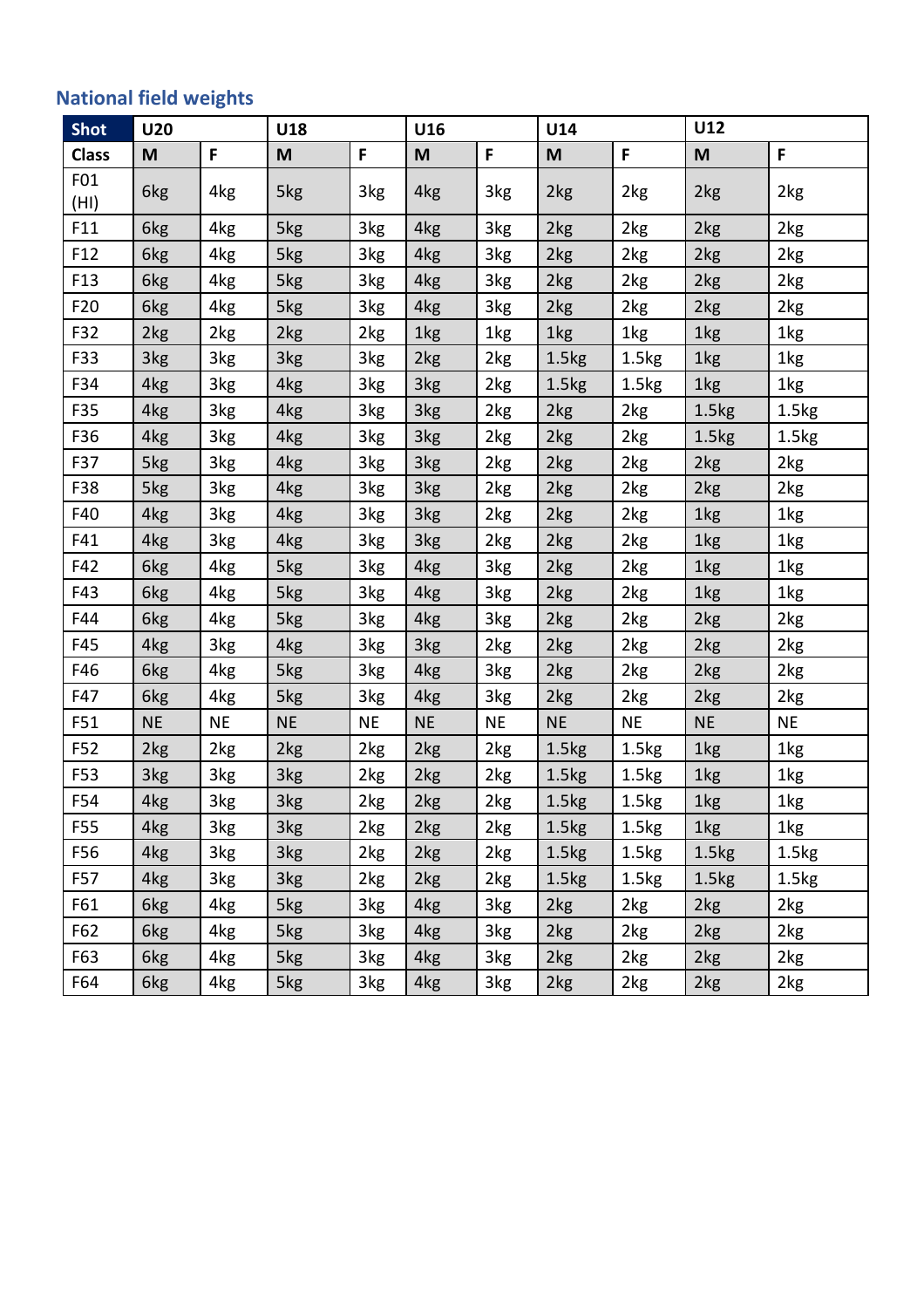## National field weights

| Shot | U20 | | U18 | | U16 | | U14 | | U12 | |
|---|---|---|---|---|---|---|---|---|---|---|
| **Class** | **M** | **F** | **M** | **F** | **M** | **F** | **M** | **F** | **M** | **F** |
| F01 (HI) | 6kg | 4kg | 5kg | 3kg | 4kg | 3kg | 2kg | 2kg | 2kg | 2kg |
| F11 | 6kg | 4kg | 5kg | 3kg | 4kg | 3kg | 2kg | 2kg | 2kg | 2kg |
| F12 | 6kg | 4kg | 5kg | 3kg | 4kg | 3kg | 2kg | 2kg | 2kg | 2kg |
| F13 | 6kg | 4kg | 5kg | 3kg | 4kg | 3kg | 2kg | 2kg | 2kg | 2kg |
| F20 | 6kg | 4kg | 5kg | 3kg | 4kg | 3kg | 2kg | 2kg | 2kg | 2kg |
| F32 | 2kg | 2kg | 2kg | 2kg | 1kg | 1kg | 1kg | 1kg | 1kg | 1kg |
| F33 | 3kg | 3kg | 3kg | 3kg | 2kg | 2kg | 1.5kg | 1.5kg | 1kg | 1kg |
| F34 | 4kg | 3kg | 4kg | 3kg | 3kg | 2kg | 1.5kg | 1.5kg | 1kg | 1kg |
| F35 | 4kg | 3kg | 4kg | 3kg | 3kg | 2kg | 2kg | 2kg | 1.5kg | 1.5kg |
| F36 | 4kg | 3kg | 4kg | 3kg | 3kg | 2kg | 2kg | 2kg | 1.5kg | 1.5kg |
| F37 | 5kg | 3kg | 4kg | 3kg | 3kg | 2kg | 2kg | 2kg | 2kg | 2kg |
| F38 | 5kg | 3kg | 4kg | 3kg | 3kg | 2kg | 2kg | 2kg | 2kg | 2kg |
| F40 | 4kg | 3kg | 4kg | 3kg | 3kg | 2kg | 2kg | 2kg | 1kg | 1kg |
| F41 | 4kg | 3kg | 4kg | 3kg | 3kg | 2kg | 2kg | 2kg | 1kg | 1kg |
| F42 | 6kg | 4kg | 5kg | 3kg | 4kg | 3kg | 2kg | 2kg | 1kg | 1kg |
| F43 | 6kg | 4kg | 5kg | 3kg | 4kg | 3kg | 2kg | 2kg | 1kg | 1kg |
| F44 | 6kg | 4kg | 5kg | 3kg | 4kg | 3kg | 2kg | 2kg | 2kg | 2kg |
| F45 | 4kg | 3kg | 4kg | 3kg | 3kg | 2kg | 2kg | 2kg | 2kg | 2kg |
| F46 | 6kg | 4kg | 5kg | 3kg | 4kg | 3kg | 2kg | 2kg | 2kg | 2kg |
| F47 | 6kg | 4kg | 5kg | 3kg | 4kg | 3kg | 2kg | 2kg | 2kg | 2kg |
| F51 | NE | NE | NE | NE | NE | NE | NE | NE | NE | NE |
| F52 | 2kg | 2kg | 2kg | 2kg | 2kg | 2kg | 1.5kg | 1.5kg | 1kg | 1kg |
| F53 | 3kg | 3kg | 3kg | 2kg | 2kg | 2kg | 1.5kg | 1.5kg | 1kg | 1kg |
| F54 | 4kg | 3kg | 3kg | 2kg | 2kg | 2kg | 1.5kg | 1.5kg | 1kg | 1kg |
| F55 | 4kg | 3kg | 3kg | 2kg | 2kg | 2kg | 1.5kg | 1.5kg | 1kg | 1kg |
| F56 | 4kg | 3kg | 3kg | 2kg | 2kg | 2kg | 1.5kg | 1.5kg | 1.5kg | 1.5kg |
| F57 | 4kg | 3kg | 3kg | 2kg | 2kg | 2kg | 1.5kg | 1.5kg | 1.5kg | 1.5kg |
| F61 | 6kg | 4kg | 5kg | 3kg | 4kg | 3kg | 2kg | 2kg | 2kg | 2kg |
| F62 | 6kg | 4kg | 5kg | 3kg | 4kg | 3kg | 2kg | 2kg | 2kg | 2kg |
| F63 | 6kg | 4kg | 5kg | 3kg | 4kg | 3kg | 2kg | 2kg | 2kg | 2kg |
| F64 | 6kg | 4kg | 5kg | 3kg | 4kg | 3kg | 2kg | 2kg | 2kg | 2kg |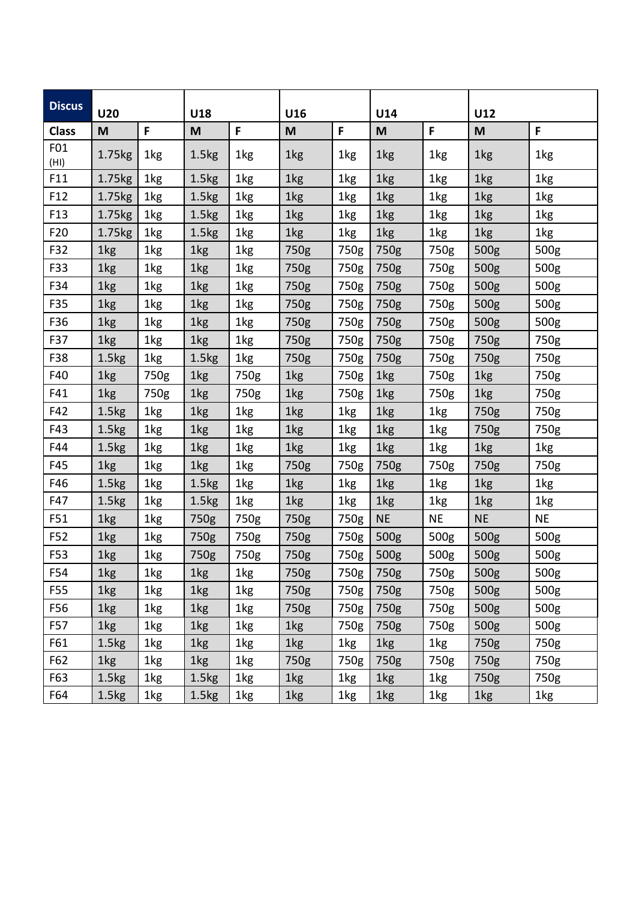| Discus | U20 | | U18 | | U16 | | U14 | | U12 | |
|---|---|---|---|---|---|---|---|---|---|---|
| **Class** | **M** | **F** | **M** | **F** | **M** | **F** | **M** | **F** | **M** | **F** |
| F01 (HI) | 1.75kg | 1kg | 1.5kg | 1kg | 1kg | 1kg | 1kg | 1kg | 1kg | 1kg |
| F11 | 1.75kg | 1kg | 1.5kg | 1kg | 1kg | 1kg | 1kg | 1kg | 1kg | 1kg |
| F12 | 1.75kg | 1kg | 1.5kg | 1kg | 1kg | 1kg | 1kg | 1kg | 1kg | 1kg |
| F13 | 1.75kg | 1kg | 1.5kg | 1kg | 1kg | 1kg | 1kg | 1kg | 1kg | 1kg |
| F20 | 1.75kg | 1kg | 1.5kg | 1kg | 1kg | 1kg | 1kg | 1kg | 1kg | 1kg |
| F32 | 1kg | 1kg | 1kg | 1kg | 750g | 750g | 750g | 750g | 500g | 500g |
| F33 | 1kg | 1kg | 1kg | 1kg | 750g | 750g | 750g | 750g | 500g | 500g |
| F34 | 1kg | 1kg | 1kg | 1kg | 750g | 750g | 750g | 750g | 500g | 500g |
| F35 | 1kg | 1kg | 1kg | 1kg | 750g | 750g | 750g | 750g | 500g | 500g |
| F36 | 1kg | 1kg | 1kg | 1kg | 750g | 750g | 750g | 750g | 500g | 500g |
| F37 | 1kg | 1kg | 1kg | 1kg | 750g | 750g | 750g | 750g | 750g | 750g |
| F38 | 1.5kg | 1kg | 1.5kg | 1kg | 750g | 750g | 750g | 750g | 750g | 750g |
| F40 | 1kg | 750g | 1kg | 750g | 1kg | 750g | 1kg | 750g | 1kg | 750g |
| F41 | 1kg | 750g | 1kg | 750g | 1kg | 750g | 1kg | 750g | 1kg | 750g |
| F42 | 1.5kg | 1kg | 1kg | 1kg | 1kg | 1kg | 1kg | 1kg | 750g | 750g |
| F43 | 1.5kg | 1kg | 1kg | 1kg | 1kg | 1kg | 1kg | 1kg | 750g | 750g |
| F44 | 1.5kg | 1kg | 1kg | 1kg | 1kg | 1kg | 1kg | 1kg | 1kg | 1kg |
| F45 | 1kg | 1kg | 1kg | 1kg | 750g | 750g | 750g | 750g | 750g | 750g |
| F46 | 1.5kg | 1kg | 1.5kg | 1kg | 1kg | 1kg | 1kg | 1kg | 1kg | 1kg |
| F47 | 1.5kg | 1kg | 1.5kg | 1kg | 1kg | 1kg | 1kg | 1kg | 1kg | 1kg |
| F51 | 1kg | 1kg | 750g | 750g | 750g | 750g | NE | NE | NE | NE |
| F52 | 1kg | 1kg | 750g | 750g | 750g | 750g | 500g | 500g | 500g | 500g |
| F53 | 1kg | 1kg | 750g | 750g | 750g | 750g | 500g | 500g | 500g | 500g |
| F54 | 1kg | 1kg | 1kg | 1kg | 750g | 750g | 750g | 750g | 500g | 500g |
| F55 | 1kg | 1kg | 1kg | 1kg | 750g | 750g | 750g | 750g | 500g | 500g |
| F56 | 1kg | 1kg | 1kg | 1kg | 750g | 750g | 750g | 750g | 500g | 500g |
| F57 | 1kg | 1kg | 1kg | 1kg | 1kg | 750g | 750g | 750g | 500g | 500g |
| F61 | 1.5kg | 1kg | 1kg | 1kg | 1kg | 1kg | 1kg | 1kg | 750g | 750g |
| F62 | 1kg | 1kg | 1kg | 1kg | 750g | 750g | 750g | 750g | 750g | 750g |
| F63 | 1.5kg | 1kg | 1.5kg | 1kg | 1kg | 1kg | 1kg | 1kg | 750g | 750g |
| F64 | 1.5kg | 1kg | 1.5kg | 1kg | 1kg | 1kg | 1kg | 1kg | 1kg | 1kg |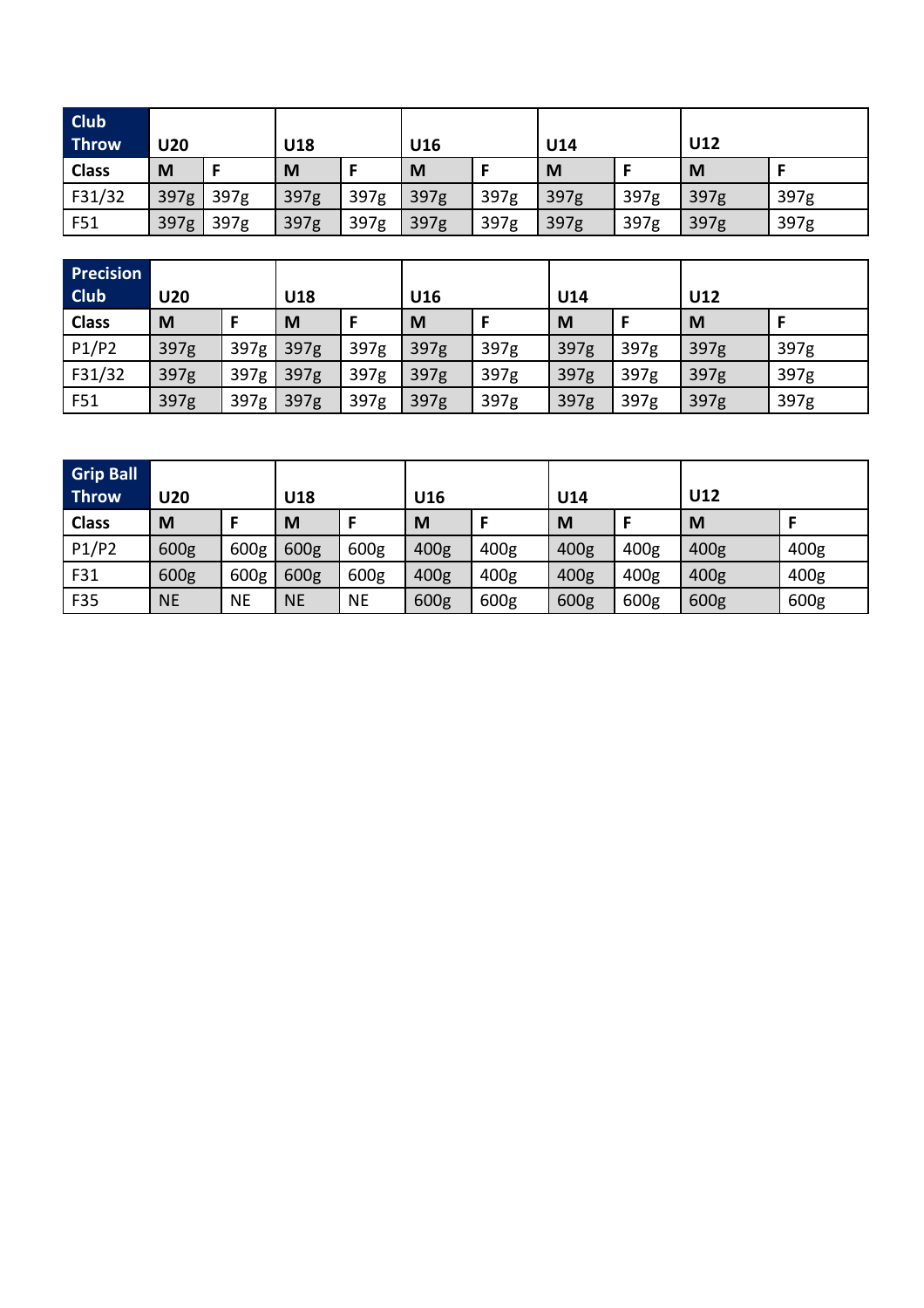| Club Throw | U20 | | U18 | | U16 | | U14 | | U12 | |
|---|---|---|---|---|---|---|---|---|---|---|
| Class | M | F | M | F | M | F | M | F | M | F |
| F31/32 | 397g | 397g | 397g | 397g | 397g | 397g | 397g | 397g | 397g | 397g |
| F51 | 397g | 397g | 397g | 397g | 397g | 397g | 397g | 397g | 397g | 397g |

| Precision Club | U20 | | U18 | | U16 | | U14 | | U12 | |
|---|---|---|---|---|---|---|---|---|---|---|
| Class | M | F | M | F | M | F | M | F | M | F |
| P1/P2 | 397g | 397g | 397g | 397g | 397g | 397g | 397g | 397g | 397g | 397g |
| F31/32 | 397g | 397g | 397g | 397g | 397g | 397g | 397g | 397g | 397g | 397g |
| F51 | 397g | 397g | 397g | 397g | 397g | 397g | 397g | 397g | 397g | 397g |

| Grip Ball Throw | U20 | | U18 | | U16 | | U14 | | U12 | |
|---|---|---|---|---|---|---|---|---|---|---|
| Class | M | F | M | F | M | F | M | F | M | F |
| P1/P2 | 600g | 600g | 600g | 600g | 400g | 400g | 400g | 400g | 400g | 400g |
| F31 | 600g | 600g | 600g | 600g | 400g | 400g | 400g | 400g | 400g | 400g |
| F35 | NE | NE | NE | NE | 600g | 600g | 600g | 600g | 600g | 600g |